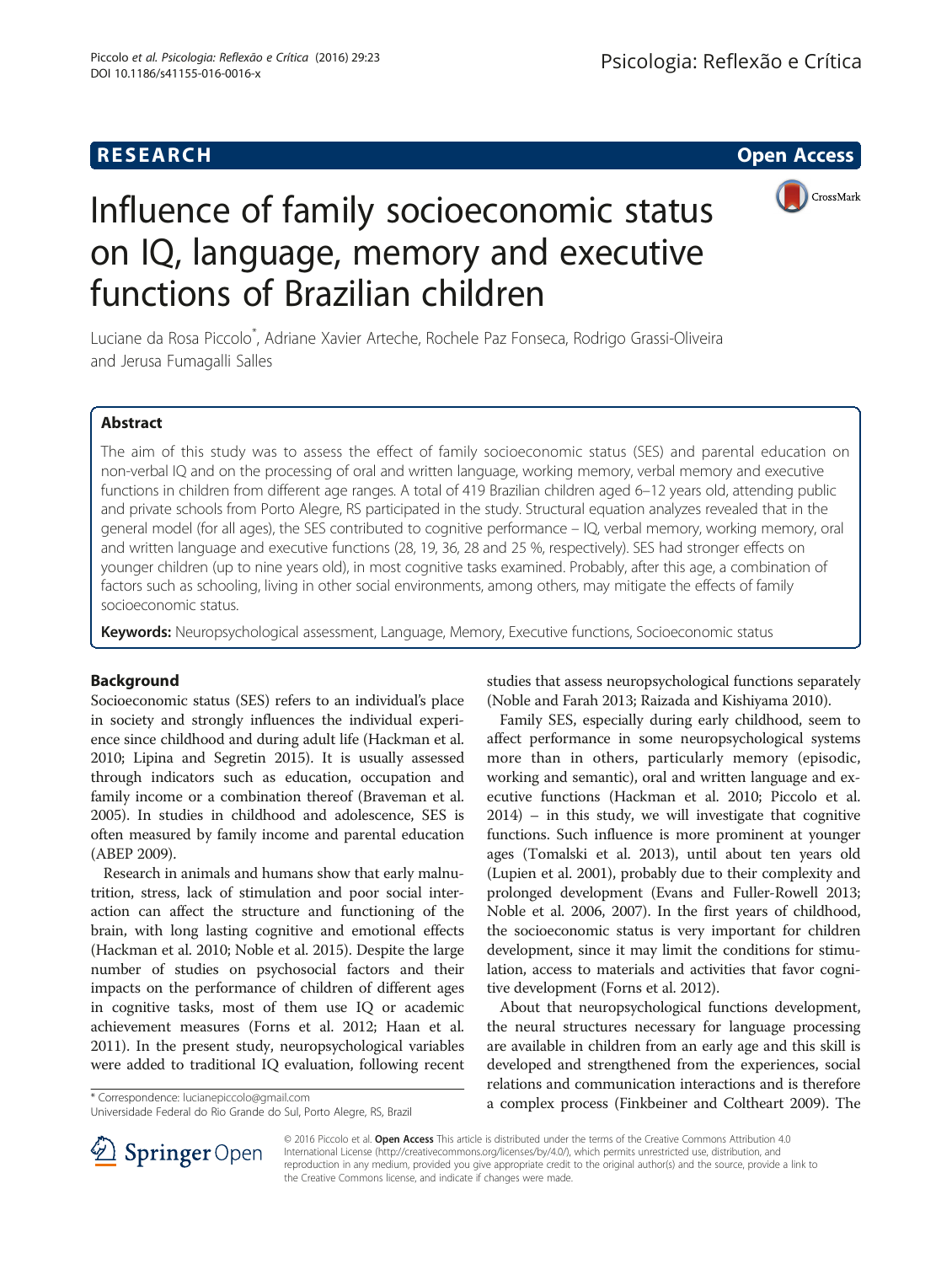RESEARCH Open Access

# Influence of family socioeconomic status on IQ, language, memory and executive functions of Brazilian children

Luciane da Rosa Piccolo*, Adriane Xavier Arteche, Rochele Paz Fonseca, Rodrigo Grassi-Oliveira and Jerusa Fumagalli Salles

## Abstract

The aim of this study was to assess the effect of family socioeconomic status (SES) and parental education on non-verbal IQ and on the processing of oral and written language, working memory, verbal memory and executive functions in children from different age ranges. A total of 419 Brazilian children aged 6–12 years old, attending public and private schools from Porto Alegre, RS participated in the study. Structural equation analyzes revealed that in the general model (for all ages), the SES contributed to cognitive performance – IQ, verbal memory, working memory, oral and written language and executive functions (28, 19, 36, 28 and 25 %, respectively). SES had stronger effects on younger children (up to nine years old), in most cognitive tasks examined. Probably, after this age, a combination of factors such as schooling, living in other social environments, among others, may mitigate the effects of family socioeconomic status.

**Keywords:** Neuropsychological assessment, Language, Memory, Executive functions, Socioeconomic status

## Background

Socioeconomic status (SES) refers to an individual's place in society and strongly influences the individual experience since childhood and during adult life (Hackman et al. 2010; Lipina and Segretin 2015). It is usually assessed through indicators such as education, occupation and family income or a combination thereof (Braveman et al. 2005). In studies in childhood and adolescence, SES is often measured by family income and parental education (ABEP 2009).

Research in animals and humans show that early malnutrition, stress, lack of stimulation and poor social interaction can affect the structure and functioning of the brain, with long lasting cognitive and emotional effects (Hackman et al. 2010; Noble et al. 2015). Despite the large number of studies on psychosocial factors and their impacts on the performance of children of different ages in cognitive tasks, most of them use IQ or academic achievement measures (Forns et al. 2012; Haan et al. 2011). In the present study, neuropsychological variables were added to traditional IQ evaluation, following recent studies that assess neuropsychological functions separately (Noble and Farah 2013; Raizada and Kishiyama 2010).

Family SES, especially during early childhood, seem to affect performance in some neuropsychological systems more than in others, particularly memory (episodic, working and semantic), oral and written language and executive functions (Hackman et al. 2010; Piccolo et al. 2014) – in this study, we will investigate that cognitive functions. Such influence is more prominent at younger ages (Tomalski et al. 2013), until about ten years old (Lupien et al. 2001), probably due to their complexity and prolonged development (Evans and Fuller-Rowell 2013; Noble et al. 2006, 2007). In the first years of childhood, the socioeconomic status is very important for children development, since it may limit the conditions for stimulation, access to materials and activities that favor cognitive development (Forns et al. 2012).

About that neuropsychological functions development, the neural structures necessary for language processing are available in children from an early age and this skill is developed and strengthened from the experiences, social relations and communication interactions and is therefore a complex process (Finkbeiner and Coltheart 2009). The

* Correspondence: lucianepiccolo@gmail.com
Universidade Federal do Rio Grande do Sul, Porto Alegre, RS, Brazil

© 2016 Piccolo et al. **Open Access** This article is distributed under the terms of the Creative Commons Attribution 4.0 International License (http://creativecommons.org/licenses/by/4.0/), which permits unrestricted use, distribution, and reproduction in any medium, provided you give appropriate credit to the original author(s) and the source, provide a link to the Creative Commons license, and indicate if changes were made.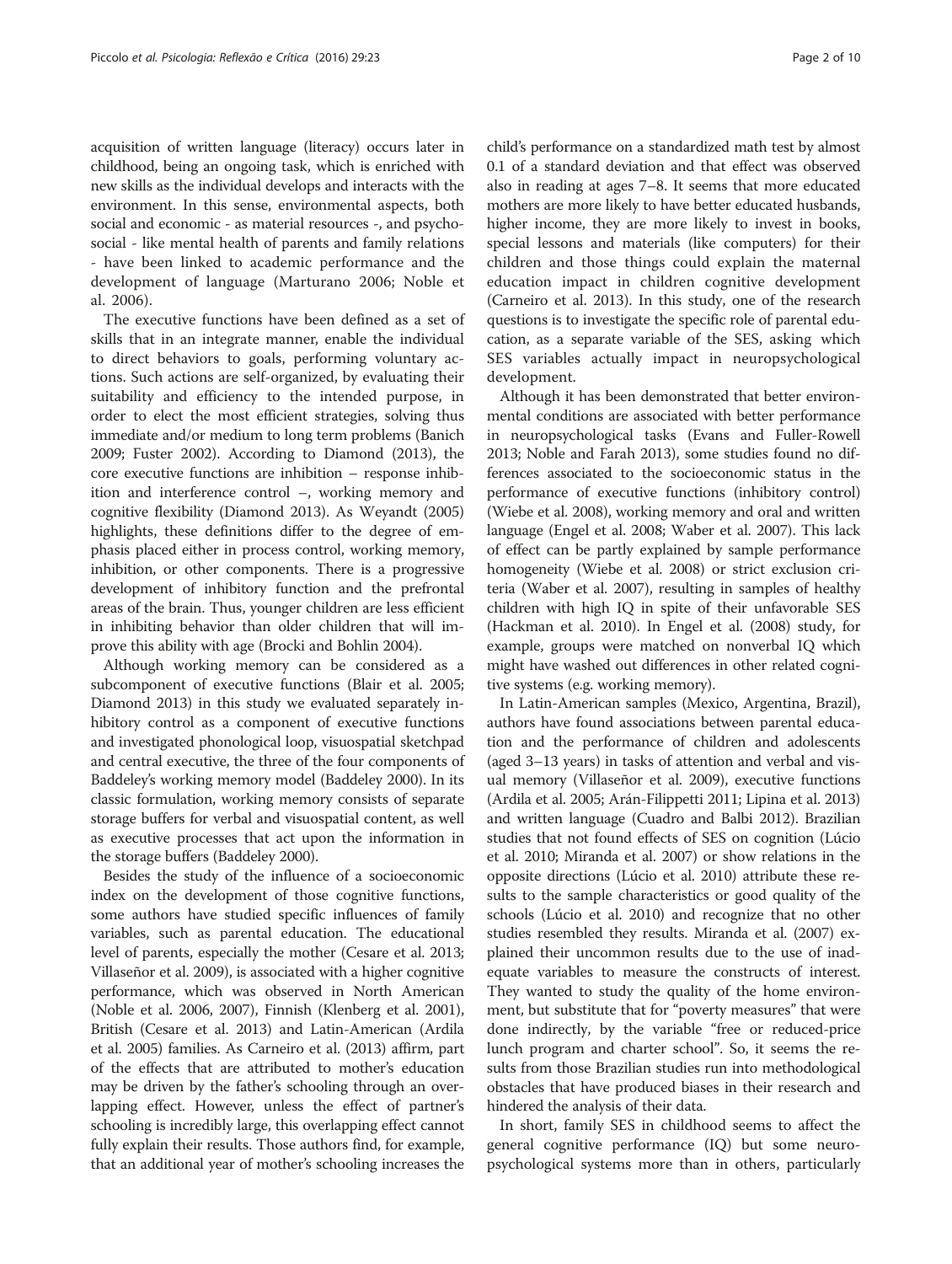acquisition of written language (literacy) occurs later in childhood, being an ongoing task, which is enriched with new skills as the individual develops and interacts with the environment. In this sense, environmental aspects, both social and economic - as material resources -, and psychosocial - like mental health of parents and family relations - have been linked to academic performance and the development of language (Marturano 2006; Noble et al. 2006).

The executive functions have been defined as a set of skills that in an integrate manner, enable the individual to direct behaviors to goals, performing voluntary actions. Such actions are self-organized, by evaluating their suitability and efficiency to the intended purpose, in order to elect the most efficient strategies, solving thus immediate and/or medium to long term problems (Banich 2009; Fuster 2002). According to Diamond (2013), the core executive functions are inhibition – response inhibition and interference control –, working memory and cognitive flexibility (Diamond 2013). As Weyandt (2005) highlights, these definitions differ to the degree of emphasis placed either in process control, working memory, inhibition, or other components. There is a progressive development of inhibitory function and the prefrontal areas of the brain. Thus, younger children are less efficient in inhibiting behavior than older children that will improve this ability with age (Brocki and Bohlin 2004).

Although working memory can be considered as a subcomponent of executive functions (Blair et al. 2005; Diamond 2013) in this study we evaluated separately inhibitory control as a component of executive functions and investigated phonological loop, visuospatial sketchpad and central executive, the three of the four components of Baddeley's working memory model (Baddeley 2000). In its classic formulation, working memory consists of separate storage buffers for verbal and visuospatial content, as well as executive processes that act upon the information in the storage buffers (Baddeley 2000).

Besides the study of the influence of a socioeconomic index on the development of those cognitive functions, some authors have studied specific influences of family variables, such as parental education. The educational level of parents, especially the mother (Cesare et al. 2013; Villaseñor et al. 2009), is associated with a higher cognitive performance, which was observed in North American (Noble et al. 2006, 2007), Finnish (Klenberg et al. 2001), British (Cesare et al. 2013) and Latin-American (Ardila et al. 2005) families. As Carneiro et al. (2013) affirm, part of the effects that are attributed to mother's education may be driven by the father's schooling through an overlapping effect. However, unless the effect of partner's schooling is incredibly large, this overlapping effect cannot fully explain their results. Those authors find, for example, that an additional year of mother's schooling increases the child's performance on a standardized math test by almost 0.1 of a standard deviation and that effect was observed also in reading at ages 7–8. It seems that more educated mothers are more likely to have better educated husbands, higher income, they are more likely to invest in books, special lessons and materials (like computers) for their children and those things could explain the maternal education impact in children cognitive development (Carneiro et al. 2013). In this study, one of the research questions is to investigate the specific role of parental education, as a separate variable of the SES, asking which SES variables actually impact in neuropsychological development.

Although it has been demonstrated that better environmental conditions are associated with better performance in neuropsychological tasks (Evans and Fuller-Rowell 2013; Noble and Farah 2013), some studies found no differences associated to the socioeconomic status in the performance of executive functions (inhibitory control) (Wiebe et al. 2008), working memory and oral and written language (Engel et al. 2008; Waber et al. 2007). This lack of effect can be partly explained by sample performance homogeneity (Wiebe et al. 2008) or strict exclusion criteria (Waber et al. 2007), resulting in samples of healthy children with high IQ in spite of their unfavorable SES (Hackman et al. 2010). In Engel et al. (2008) study, for example, groups were matched on nonverbal IQ which might have washed out differences in other related cognitive systems (e.g. working memory).

In Latin-American samples (Mexico, Argentina, Brazil), authors have found associations between parental education and the performance of children and adolescents (aged 3–13 years) in tasks of attention and verbal and visual memory (Villaseñor et al. 2009), executive functions (Ardila et al. 2005; Arán-Filippetti 2011; Lipina et al. 2013) and written language (Cuadro and Balbi 2012). Brazilian studies that not found effects of SES on cognition (Lúcio et al. 2010; Miranda et al. 2007) or show relations in the opposite directions (Lúcio et al. 2010) attribute these results to the sample characteristics or good quality of the schools (Lúcio et al. 2010) and recognize that no other studies resembled they results. Miranda et al. (2007) explained their uncommon results due to the use of inadequate variables to measure the constructs of interest. They wanted to study the quality of the home environment, but substitute that for "poverty measures" that were done indirectly, by the variable "free or reduced-price lunch program and charter school". So, it seems the results from those Brazilian studies run into methodological obstacles that have produced biases in their research and hindered the analysis of their data.

In short, family SES in childhood seems to affect the general cognitive performance (IQ) but some neuropsychological systems more than in others, particularly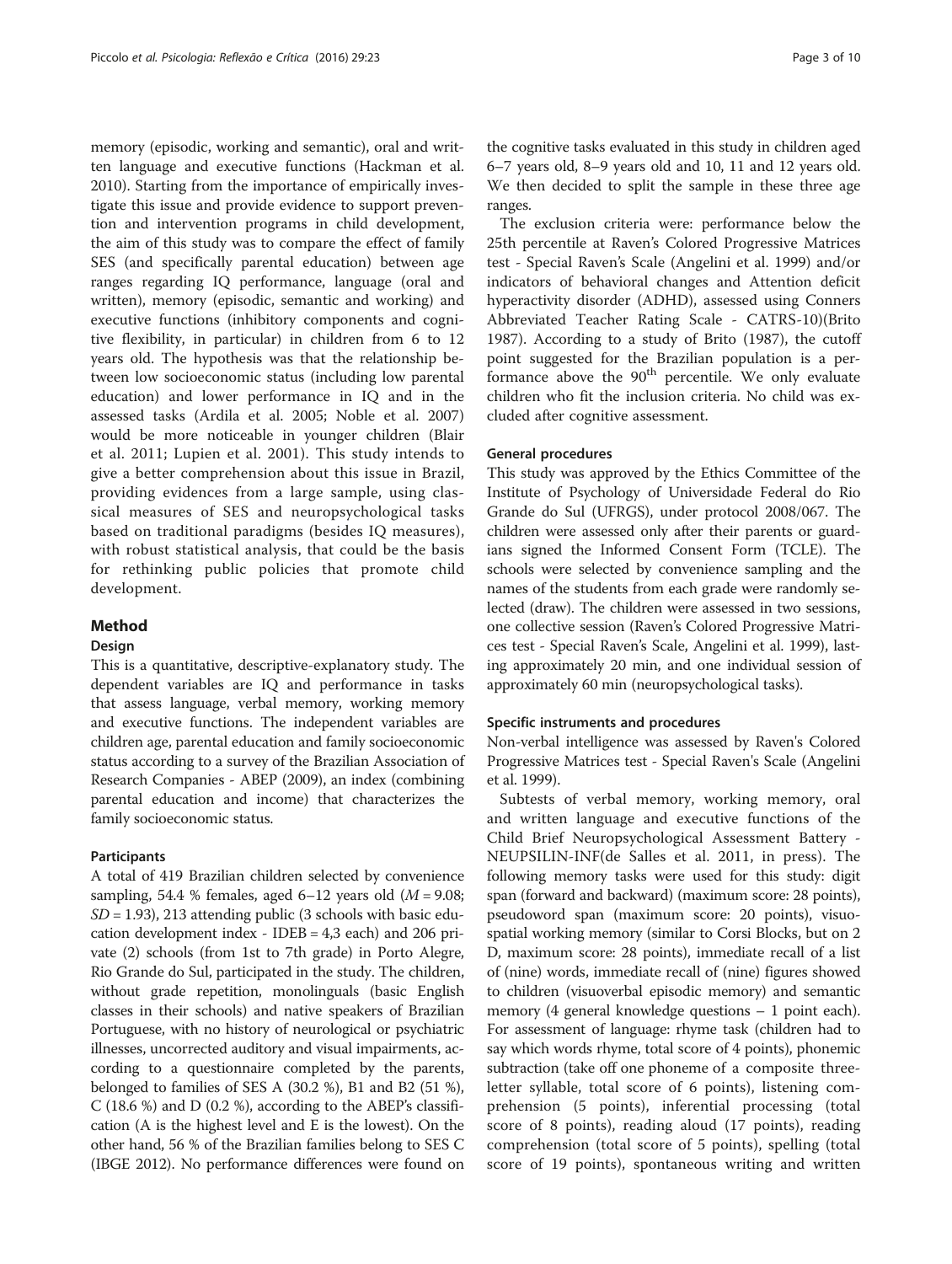memory (episodic, working and semantic), oral and written language and executive functions (Hackman et al. 2010). Starting from the importance of empirically investigate this issue and provide evidence to support prevention and intervention programs in child development, the aim of this study was to compare the effect of family SES (and specifically parental education) between age ranges regarding IQ performance, language (oral and written), memory (episodic, semantic and working) and executive functions (inhibitory components and cognitive flexibility, in particular) in children from 6 to 12 years old. The hypothesis was that the relationship between low socioeconomic status (including low parental education) and lower performance in IQ and in the assessed tasks (Ardila et al. 2005; Noble et al. 2007) would be more noticeable in younger children (Blair et al. 2011; Lupien et al. 2001). This study intends to give a better comprehension about this issue in Brazil, providing evidences from a large sample, using classical measures of SES and neuropsychological tasks based on traditional paradigms (besides IQ measures), with robust statistical analysis, that could be the basis for rethinking public policies that promote child development.

## Method

### Design

This is a quantitative, descriptive-explanatory study. The dependent variables are IQ and performance in tasks that assess language, verbal memory, working memory and executive functions. The independent variables are children age, parental education and family socioeconomic status according to a survey of the Brazilian Association of Research Companies - ABEP (2009), an index (combining parental education and income) that characterizes the family socioeconomic status.

### Participants

A total of 419 Brazilian children selected by convenience sampling, 54.4 % females, aged 6–12 years old ($M = 9.08$; $SD = 1.93$), 213 attending public (3 schools with basic education development index - IDEB = 4,3 each) and 206 private (2) schools (from 1st to 7th grade) in Porto Alegre, Rio Grande do Sul, participated in the study. The children, without grade repetition, monolinguals (basic English classes in their schools) and native speakers of Brazilian Portuguese, with no history of neurological or psychiatric illnesses, uncorrected auditory and visual impairments, according to a questionnaire completed by the parents, belonged to families of SES A (30.2 %), B1 and B2 (51 %), C (18.6 %) and D (0.2 %), according to the ABEP's classification (A is the highest level and E is the lowest). On the other hand, 56 % of the Brazilian families belong to SES C (IBGE 2012). No performance differences were found on the cognitive tasks evaluated in this study in children aged 6–7 years old, 8–9 years old and 10, 11 and 12 years old. We then decided to split the sample in these three age ranges.

The exclusion criteria were: performance below the 25th percentile at Raven's Colored Progressive Matrices test - Special Raven's Scale (Angelini et al. 1999) and/or indicators of behavioral changes and Attention deficit hyperactivity disorder (ADHD), assessed using Conners Abbreviated Teacher Rating Scale - CATRS-10)(Brito 1987). According to a study of Brito (1987), the cutoff point suggested for the Brazilian population is a performance above the 90th percentile. We only evaluate children who fit the inclusion criteria. No child was excluded after cognitive assessment.

### General procedures

This study was approved by the Ethics Committee of the Institute of Psychology of Universidade Federal do Rio Grande do Sul (UFRGS), under protocol 2008/067. The children were assessed only after their parents or guardians signed the Informed Consent Form (TCLE). The schools were selected by convenience sampling and the names of the students from each grade were randomly selected (draw). The children were assessed in two sessions, one collective session (Raven's Colored Progressive Matrices test - Special Raven's Scale, Angelini et al. 1999), lasting approximately 20 min, and one individual session of approximately 60 min (neuropsychological tasks).

### Specific instruments and procedures

Non-verbal intelligence was assessed by Raven's Colored Progressive Matrices test - Special Raven's Scale (Angelini et al. 1999).

Subtests of verbal memory, working memory, oral and written language and executive functions of the Child Brief Neuropsychological Assessment Battery - NEUPSILIN-INF(de Salles et al. 2011, in press). The following memory tasks were used for this study: digit span (forward and backward) (maximum score: 28 points), pseudoword span (maximum score: 20 points), visuospatial working memory (similar to Corsi Blocks, but on 2 D, maximum score: 28 points), immediate recall of a list of (nine) words, immediate recall of (nine) figures showed to children (visuoverbal episodic memory) and semantic memory (4 general knowledge questions – 1 point each). For assessment of language: rhyme task (children had to say which words rhyme, total score of 4 points), phonemic subtraction (take off one phoneme of a composite three-letter syllable, total score of 6 points), listening comprehension (5 points), inferential processing (total score of 8 points), reading aloud (17 points), reading comprehension (total score of 5 points), spelling (total score of 19 points), spontaneous writing and written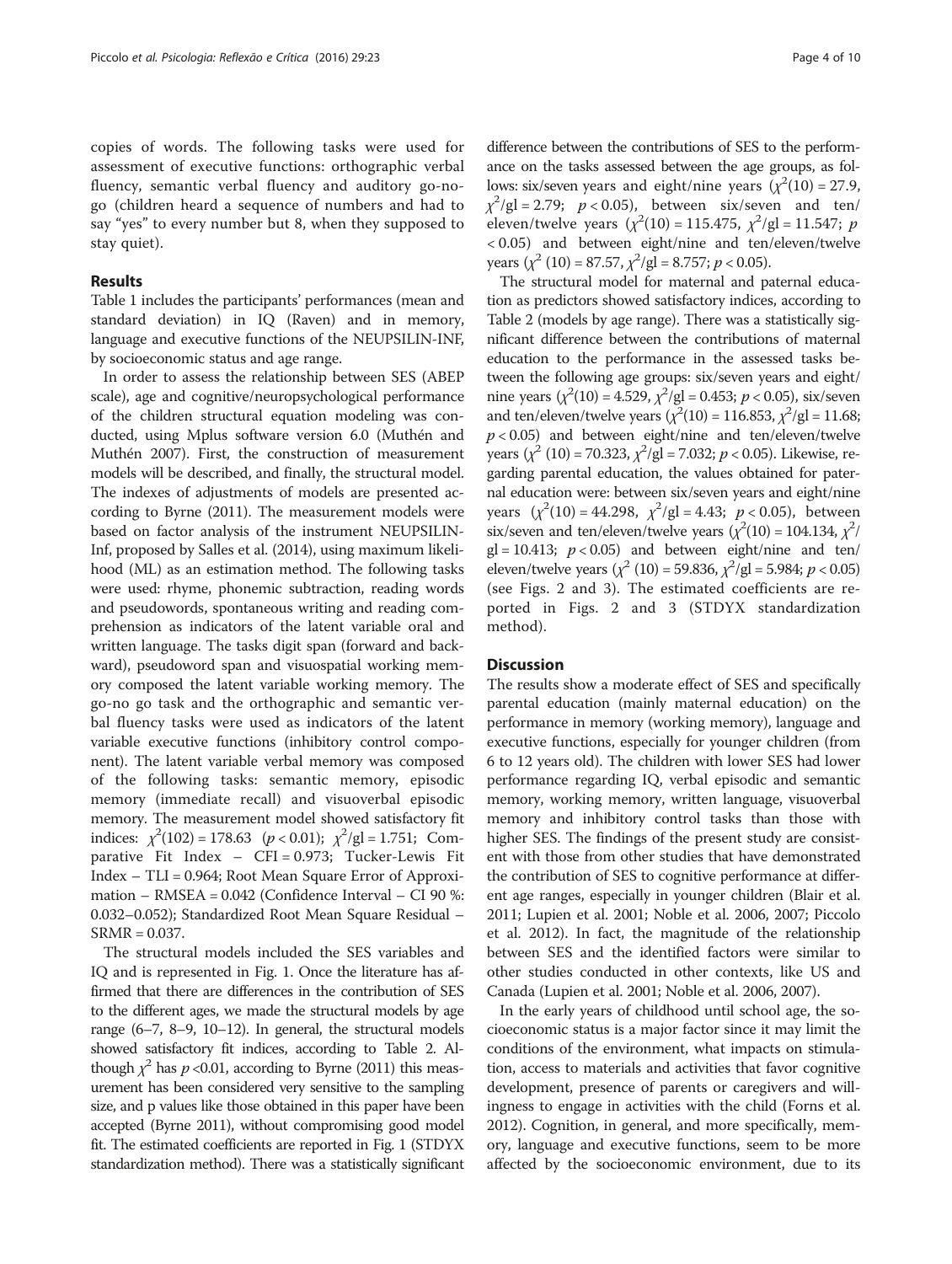copies of words. The following tasks were used for assessment of executive functions: orthographic verbal fluency, semantic verbal fluency and auditory go-no-go (children heard a sequence of numbers and had to say "yes" to every number but 8, when they supposed to stay quiet).

## Results

Table 1 includes the participants' performances (mean and standard deviation) in IQ (Raven) and in memory, language and executive functions of the NEUPSILIN-INF, by socioeconomic status and age range.

In order to assess the relationship between SES (ABEP scale), age and cognitive/neuropsychological performance of the children structural equation modeling was conducted, using Mplus software version 6.0 (Muthén and Muthén 2007). First, the construction of measurement models will be described, and finally, the structural model. The indexes of adjustments of models are presented according to Byrne (2011). The measurement models were based on factor analysis of the instrument NEUPSILIN-Inf, proposed by Salles et al. (2014), using maximum likelihood (ML) as an estimation method. The following tasks were used: rhyme, phonemic subtraction, reading words and pseudowords, spontaneous writing and reading comprehension as indicators of the latent variable oral and written language. The tasks digit span (forward and backward), pseudoword span and visuospatial working memory composed the latent variable working memory. The go-no go task and the orthographic and semantic verbal fluency tasks were used as indicators of the latent variable executive functions (inhibitory control component). The latent variable verbal memory was composed of the following tasks: semantic memory, episodic memory (immediate recall) and visuoverbal episodic memory. The measurement model showed satisfactory fit indices: $\chi^2(102) = 178.63$ $(p < 0.01)$; $\chi^2/gl = 1.751$; Comparative Fit Index – CFI = 0.973; Tucker-Lewis Fit Index – TLI = 0.964; Root Mean Square Error of Approximation – RMSEA = 0.042 (Confidence Interval – CI 90 %: 0.032–0.052); Standardized Root Mean Square Residual – SRMR = 0.037.

The structural models included the SES variables and IQ and is represented in Fig. 1. Once the literature has affirmed that there are differences in the contribution of SES to the different ages, we made the structural models by age range (6–7, 8–9, 10–12). In general, the structural models showed satisfactory fit indices, according to Table 2. Although $\chi^2$ has $p < 0.01$, according to Byrne (2011) this measurement has been considered very sensitive to the sampling size, and p values like those obtained in this paper have been accepted (Byrne 2011), without compromising good model fit. The estimated coefficients are reported in Fig. 1 (STDYX standardization method). There was a statistically significant difference between the contributions of SES to the performance on the tasks assessed between the age groups, as follows: six/seven years and eight/nine years ($\chi^2(10) = 27.9$, $\chi^2/gl = 2.79$; $p < 0.05$), between six/seven and ten/eleven/twelve years ($\chi^2(10) = 115.475$, $\chi^2/gl = 11.547$; $p < 0.05$) and between eight/nine and ten/eleven/twelve years ($\chi^2$ $(10) = 87.57$, $\chi^2/gl = 8.757$; $p < 0.05$).

The structural model for maternal and paternal education as predictors showed satisfactory indices, according to Table 2 (models by age range). There was a statistically significant difference between the contributions of maternal education to the performance in the assessed tasks between the following age groups: six/seven years and eight/nine years ($\chi^2(10) = 4.529$, $\chi^2/gl = 0.453$; $p < 0.05$), six/seven and ten/eleven/twelve years ($\chi^2(10) = 116.853$, $\chi^2/gl = 11.68$; $p < 0.05$) and between eight/nine and ten/eleven/twelve years ($\chi^2$ $(10) = 70.323$, $\chi^2/gl = 7.032$; $p < 0.05$). Likewise, regarding parental education, the values obtained for paternal education were: between six/seven years and eight/nine years ($\chi^2(10) = 44.298$, $\chi^2/gl = 4.43$; $p < 0.05$), between six/seven and ten/eleven/twelve years ($\chi^2(10) = 104.134$, $\chi^2/gl = 10.413$; $p < 0.05$) and between eight/nine and ten/eleven/twelve years ($\chi^2$ $(10) = 59.836$, $\chi^2/gl = 5.984$; $p < 0.05$) (see Figs. 2 and 3). The estimated coefficients are reported in Figs. 2 and 3 (STDYX standardization method).

## Discussion

The results show a moderate effect of SES and specifically parental education (mainly maternal education) on the performance in memory (working memory), language and executive functions, especially for younger children (from 6 to 12 years old). The children with lower SES had lower performance regarding IQ, verbal episodic and semantic memory, working memory, written language, visuoverbal memory and inhibitory control tasks than those with higher SES. The findings of the present study are consistent with those from other studies that have demonstrated the contribution of SES to cognitive performance at different age ranges, especially in younger children (Blair et al. 2011; Lupien et al. 2001; Noble et al. 2006, 2007; Piccolo et al. 2012). In fact, the magnitude of the relationship between SES and the identified factors were similar to other studies conducted in other contexts, like US and Canada (Lupien et al. 2001; Noble et al. 2006, 2007).

In the early years of childhood until school age, the socioeconomic status is a major factor since it may limit the conditions of the environment, what impacts on stimulation, access to materials and activities that favor cognitive development, presence of parents or caregivers and willingness to engage in activities with the child (Forns et al. 2012). Cognition, in general, and more specifically, memory, language and executive functions, seem to be more affected by the socioeconomic environment, due to its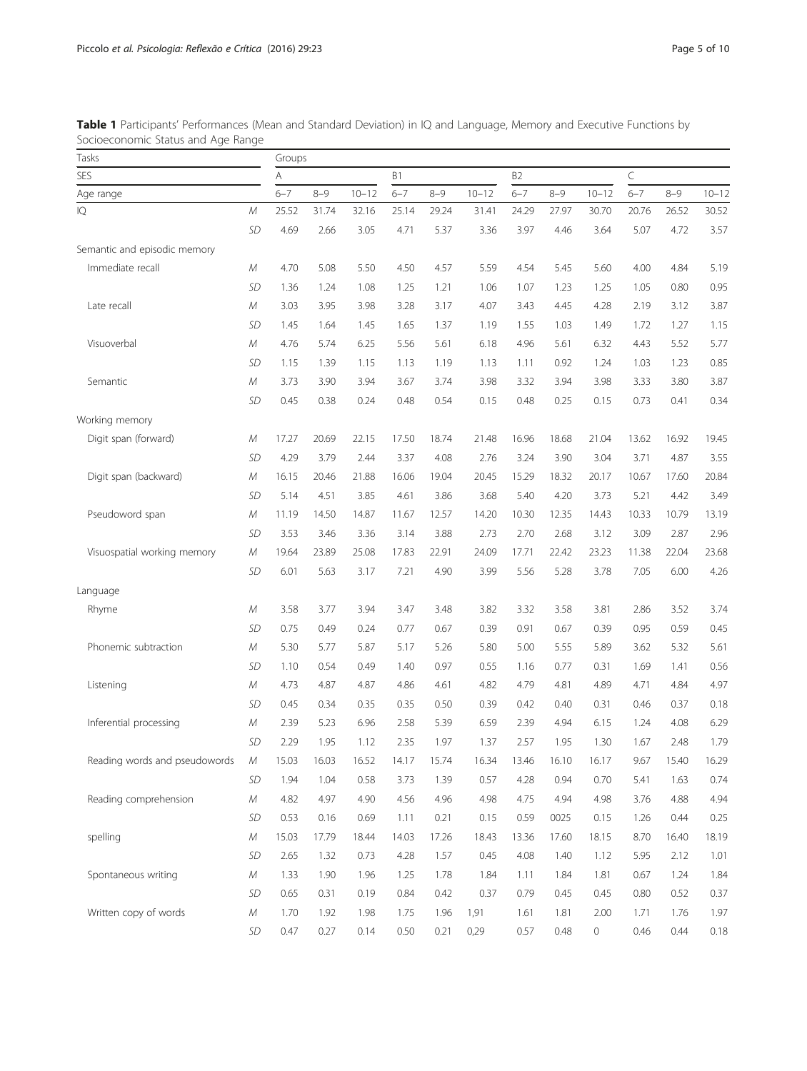**Table 1** Participants' Performances (Mean and Standard Deviation) in IQ and Language, Memory and Executive Functions by Socioeconomic Status and Age Range

| Tasks | | Groups | | | | | | | | | | | |
|---|---|---|---|---|---|---|---|---|---|---|---|---|---|
| SES | | A | | | B1 | | | B2 | | | C | | |
| Age range | | 6–7 | 8–9 | 10–12 | 6–7 | 8–9 | 10–12 | 6–7 | 8–9 | 10–12 | 6–7 | 8–9 | 10–12 |
| IQ | *M* | 25.52 | 31.74 | 32.16 | 25.14 | 29.24 | 31.41 | 24.29 | 27.97 | 30.70 | 20.76 | 26.52 | 30.52 |
| | *SD* | 4.69 | 2.66 | 3.05 | 4.71 | 5.37 | 3.36 | 3.97 | 4.46 | 3.64 | 5.07 | 4.72 | 3.57 |
| Semantic and episodic memory | | | | | | | | | | | | | |
| Immediate recall | *M* | 4.70 | 5.08 | 5.50 | 4.50 | 4.57 | 5.59 | 4.54 | 5.45 | 5.60 | 4.00 | 4.84 | 5.19 |
| | *SD* | 1.36 | 1.24 | 1.08 | 1.25 | 1.21 | 1.06 | 1.07 | 1.23 | 1.25 | 1.05 | 0.80 | 0.95 |
| Late recall | *M* | 3.03 | 3.95 | 3.98 | 3.28 | 3.17 | 4.07 | 3.43 | 4.45 | 4.28 | 2.19 | 3.12 | 3.87 |
| | *SD* | 1.45 | 1.64 | 1.45 | 1.65 | 1.37 | 1.19 | 1.55 | 1.03 | 1.49 | 1.72 | 1.27 | 1.15 |
| Visuoverbal | *M* | 4.76 | 5.74 | 6.25 | 5.56 | 5.61 | 6.18 | 4.96 | 5.61 | 6.32 | 4.43 | 5.52 | 5.77 |
| | *SD* | 1.15 | 1.39 | 1.15 | 1.13 | 1.19 | 1.13 | 1.11 | 0.92 | 1.24 | 1.03 | 1.23 | 0.85 |
| Semantic | *M* | 3.73 | 3.90 | 3.94 | 3.67 | 3.74 | 3.98 | 3.32 | 3.94 | 3.98 | 3.33 | 3.80 | 3.87 |
| | *SD* | 0.45 | 0.38 | 0.24 | 0.48 | 0.54 | 0.15 | 0.48 | 0.25 | 0.15 | 0.73 | 0.41 | 0.34 |
| Working memory | | | | | | | | | | | | | |
| Digit span (forward) | *M* | 17.27 | 20.69 | 22.15 | 17.50 | 18.74 | 21.48 | 16.96 | 18.68 | 21.04 | 13.62 | 16.92 | 19.45 |
| | *SD* | 4.29 | 3.79 | 2.44 | 3.37 | 4.08 | 2.76 | 3.24 | 3.90 | 3.04 | 3.71 | 4.87 | 3.55 |
| Digit span (backward) | *M* | 16.15 | 20.46 | 21.88 | 16.06 | 19.04 | 20.45 | 15.29 | 18.32 | 20.17 | 10.67 | 17.60 | 20.84 |
| | *SD* | 5.14 | 4.51 | 3.85 | 4.61 | 3.86 | 3.68 | 5.40 | 4.20 | 3.73 | 5.21 | 4.42 | 3.49 |
| Pseudoword span | *M* | 11.19 | 14.50 | 14.87 | 11.67 | 12.57 | 14.20 | 10.30 | 12.35 | 14.43 | 10.33 | 10.79 | 13.19 |
| | *SD* | 3.53 | 3.46 | 3.36 | 3.14 | 3.88 | 2.73 | 2.70 | 2.68 | 3.12 | 3.09 | 2.87 | 2.96 |
| Visuospatial working memory | *M* | 19.64 | 23.89 | 25.08 | 17.83 | 22.91 | 24.09 | 17.71 | 22.42 | 23.23 | 11.38 | 22.04 | 23.68 |
| | *SD* | 6.01 | 5.63 | 3.17 | 7.21 | 4.90 | 3.99 | 5.56 | 5.28 | 3.78 | 7.05 | 6.00 | 4.26 |
| Language | | | | | | | | | | | | | |
| Rhyme | *M* | 3.58 | 3.77 | 3.94 | 3.47 | 3.48 | 3.82 | 3.32 | 3.58 | 3.81 | 2.86 | 3.52 | 3.74 |
| | *SD* | 0.75 | 0.49 | 0.24 | 0.77 | 0.67 | 0.39 | 0.91 | 0.67 | 0.39 | 0.95 | 0.59 | 0.45 |
| Phonemic subtraction | *M* | 5.30 | 5.77 | 5.87 | 5.17 | 5.26 | 5.80 | 5.00 | 5.55 | 5.89 | 3.62 | 5.32 | 5.61 |
| | *SD* | 1.10 | 0.54 | 0.49 | 1.40 | 0.97 | 0.55 | 1.16 | 0.77 | 0.31 | 1.69 | 1.41 | 0.56 |
| Listening | *M* | 4.73 | 4.87 | 4.87 | 4.86 | 4.61 | 4.82 | 4.79 | 4.81 | 4.89 | 4.71 | 4.84 | 4.97 |
| | *SD* | 0.45 | 0.34 | 0.35 | 0.35 | 0.50 | 0.39 | 0.42 | 0.40 | 0.31 | 0.46 | 0.37 | 0.18 |
| Inferential processing | *M* | 2.39 | 5.23 | 6.96 | 2.58 | 5.39 | 6.59 | 2.39 | 4.94 | 6.15 | 1.24 | 4.08 | 6.29 |
| | *SD* | 2.29 | 1.95 | 1.12 | 2.35 | 1.97 | 1.37 | 2.57 | 1.95 | 1.30 | 1.67 | 2.48 | 1.79 |
| Reading words and pseudowords | *M* | 15.03 | 16.03 | 16.52 | 14.17 | 15.74 | 16.34 | 13.46 | 16.10 | 16.17 | 9.67 | 15.40 | 16.29 |
| | *SD* | 1.94 | 1.04 | 0.58 | 3.73 | 1.39 | 0.57 | 4.28 | 0.94 | 0.70 | 5.41 | 1.63 | 0.74 |
| Reading comprehension | *M* | 4.82 | 4.97 | 4.90 | 4.56 | 4.96 | 4.98 | 4.75 | 4.94 | 4.98 | 3.76 | 4.88 | 4.94 |
| | *SD* | 0.53 | 0.16 | 0.69 | 1.11 | 0.21 | 0.15 | 0.59 | 0025 | 0.15 | 1.26 | 0.44 | 0.25 |
| spelling | *M* | 15.03 | 17.79 | 18.44 | 14.03 | 17.26 | 18.43 | 13.36 | 17.60 | 18.15 | 8.70 | 16.40 | 18.19 |
| | *SD* | 2.65 | 1.32 | 0.73 | 4.28 | 1.57 | 0.45 | 4.08 | 1.40 | 1.12 | 5.95 | 2.12 | 1.01 |
| Spontaneous writing | *M* | 1.33 | 1.90 | 1.96 | 1.25 | 1.78 | 1.84 | 1.11 | 1.84 | 1.81 | 0.67 | 1.24 | 1.84 |
| | *SD* | 0.65 | 0.31 | 0.19 | 0.84 | 0.42 | 0.37 | 0.79 | 0.45 | 0.45 | 0.80 | 0.52 | 0.37 |
| Written copy of words | *M* | 1.70 | 1.92 | 1.98 | 1.75 | 1.96 | 1,91 | 1.61 | 1.81 | 2.00 | 1.71 | 1.76 | 1.97 |
| | *SD* | 0.47 | 0.27 | 0.14 | 0.50 | 0.21 | 0,29 | 0.57 | 0.48 | 0 | 0.46 | 0.44 | 0.18 |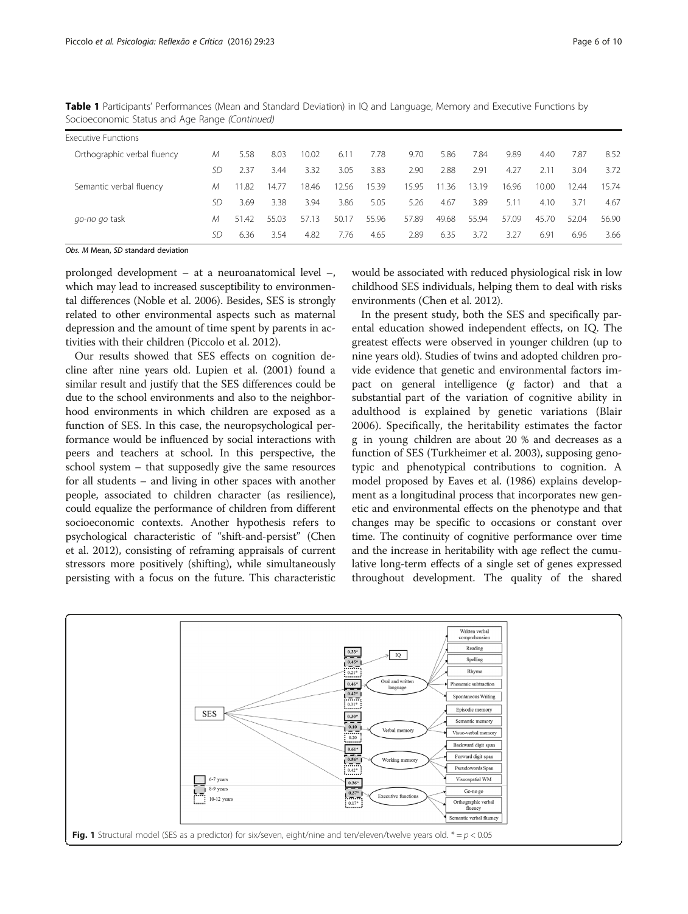**Table 1** Participants' Performances (Mean and Standard Deviation) in IQ and Language, Memory and Executive Functions by Socioeconomic Status and Age Range *(Continued)*

| | | | | | | | | | | | | | |
|---|---|---|---|---|---|---|---|---|---|---|---|---|---|
| Executive Functions | | | | | | | | | | | | | |
| Orthographic verbal fluency | *M* | 5.58 | 8.03 | 10.02 | 6.11 | 7.78 | 9.70 | 5.86 | 7.84 | 9.89 | 4.40 | 7.87 | 8.52 |
| | *SD* | 2.37 | 3.44 | 3.32 | 3.05 | 3.83 | 2.90 | 2.88 | 2.91 | 4.27 | 2.11 | 3.04 | 3.72 |
| Semantic verbal fluency | *M* | 11.82 | 14.77 | 18.46 | 12.56 | 15.39 | 15.95 | 11.36 | 13.19 | 16.96 | 10.00 | 12.44 | 15.74 |
| | *SD* | 3.69 | 3.38 | 3.94 | 3.86 | 5.05 | 5.26 | 4.67 | 3.89 | 5.11 | 4.10 | 3.71 | 4.67 |
| *go-no go* task | *M* | 51.42 | 55.03 | 57.13 | 50.17 | 55.96 | 57.89 | 49.68 | 55.94 | 57.09 | 45.70 | 52.04 | 56.90 |
| | *SD* | 6.36 | 3.54 | 4.82 | 7.76 | 4.65 | 2.89 | 6.35 | 3.72 | 3.27 | 6.91 | 6.96 | 3.66 |

*Obs. M* Mean, *SD* standard deviation

prolonged development – at a neuroanatomical level –, which may lead to increased susceptibility to environmental differences (Noble et al. 2006). Besides, SES is strongly related to other environmental aspects such as maternal depression and the amount of time spent by parents in activities with their children (Piccolo et al. 2012).

Our results showed that SES effects on cognition decline after nine years old. Lupien et al. (2001) found a similar result and justify that the SES differences could be due to the school environments and also to the neighborhood environments in which children are exposed as a function of SES. In this case, the neuropsychological performance would be influenced by social interactions with peers and teachers at school. In this perspective, the school system – that supposedly give the same resources for all students – and living in other spaces with another people, associated to children character (as resilience), could equalize the performance of children from different socioeconomic contexts. Another hypothesis refers to psychological characteristic of "shift-and-persist" (Chen et al. 2012), consisting of reframing appraisals of current stressors more positively (shifting), while simultaneously persisting with a focus on the future. This characteristic would be associated with reduced physiological risk in low childhood SES individuals, helping them to deal with risks environments (Chen et al. 2012).

In the present study, both the SES and specifically parental education showed independent effects, on IQ. The greatest effects were observed in younger children (up to nine years old). Studies of twins and adopted children provide evidence that genetic and environmental factors impact on general intelligence (*g* factor) and that a substantial part of the variation of cognitive ability in adulthood is explained by genetic variations (Blair 2006). Specifically, the heritability estimates the factor g in young children are about 20 % and decreases as a function of SES (Turkheimer et al. 2003), supposing genotypic and phenotypical contributions to cognition. A model proposed by Eaves et al. (1986) explains development as a longitudinal process that incorporates new genetic and environmental effects on the phenotype and that changes may be specific to occasions or constant over time. The continuity of cognitive performance over time and the increase in heritability with age reflect the cumulative long-term effects of a single set of genes expressed throughout development. The quality of the shared

**Fig. 1** Structural model (SES as a predictor) for six/seven, eight/nine and ten/eleven/twelve years old. * = $p < 0.05$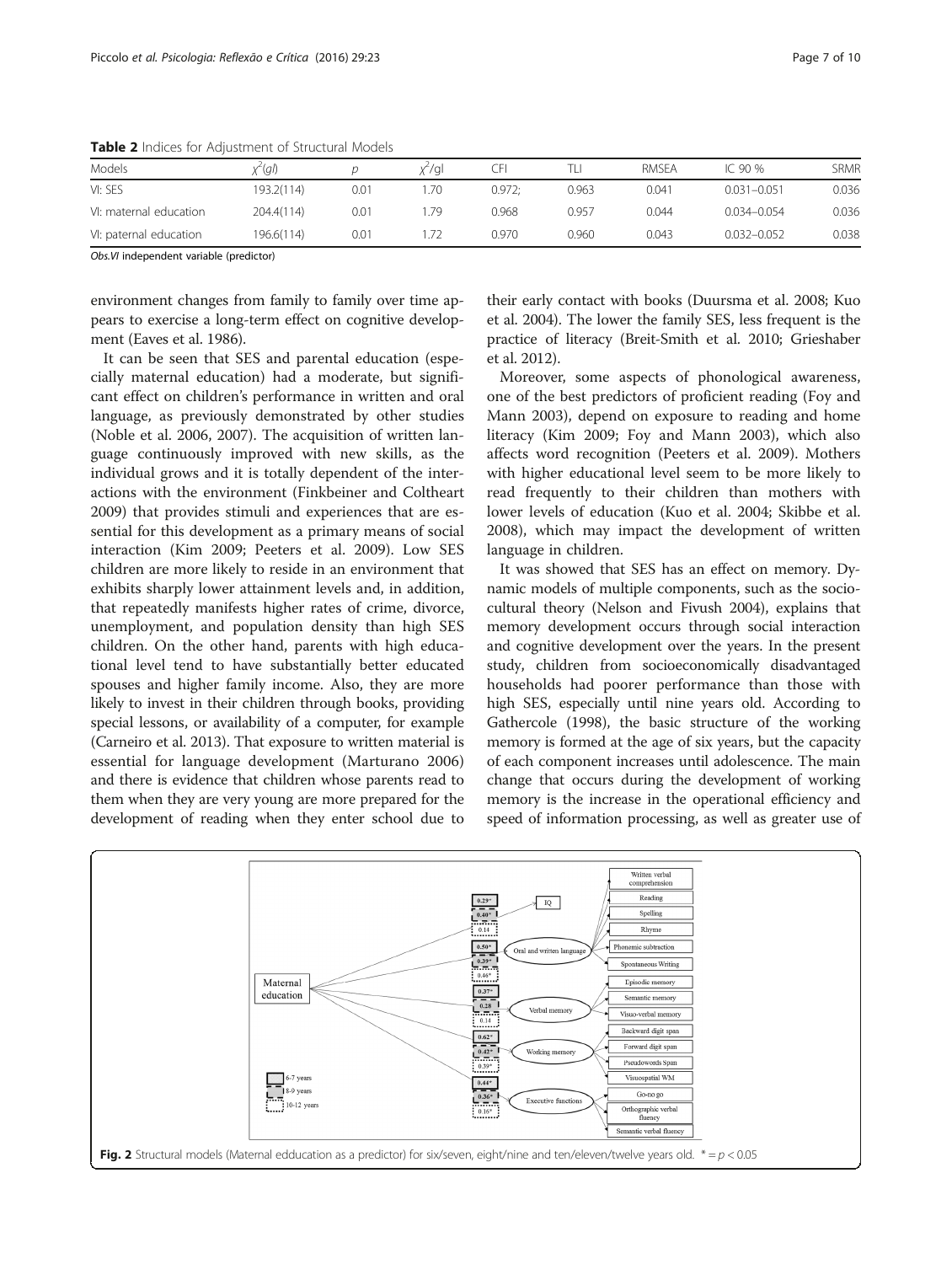**Table 2** Indices for Adjustment of Structural Models

| Models | $\chi^2$(gl) | p | $\chi^2$/gl | CFI | TLI | RMSEA | IC 90 % | SRMR |
|---|---|---|---|---|---|---|---|---|
| VI: SES | 193.2(114) | 0.01 | 1.70 | 0.972; | 0.963 | 0.041 | 0.031–0.051 | 0.036 |
| VI: maternal education | 204.4(114) | 0.01 | 1.79 | 0.968 | 0.957 | 0.044 | 0.034–0.054 | 0.036 |
| VI: paternal education | 196.6(114) | 0.01 | 1.72 | 0.970 | 0.960 | 0.043 | 0.032–0.052 | 0.038 |

*Obs.VI* independent variable (predictor)

environment changes from family to family over time appears to exercise a long-term effect on cognitive development (Eaves et al. 1986).

It can be seen that SES and parental education (especially maternal education) had a moderate, but significant effect on children's performance in written and oral language, as previously demonstrated by other studies (Noble et al. 2006, 2007). The acquisition of written language continuously improved with new skills, as the individual grows and it is totally dependent of the interactions with the environment (Finkbeiner and Coltheart 2009) that provides stimuli and experiences that are essential for this development as a primary means of social interaction (Kim 2009; Peeters et al. 2009). Low SES children are more likely to reside in an environment that exhibits sharply lower attainment levels and, in addition, that repeatedly manifests higher rates of crime, divorce, unemployment, and population density than high SES children. On the other hand, parents with high educational level tend to have substantially better educated spouses and higher family income. Also, they are more likely to invest in their children through books, providing special lessons, or availability of a computer, for example (Carneiro et al. 2013). That exposure to written material is essential for language development (Marturano 2006) and there is evidence that children whose parents read to them when they are very young are more prepared for the development of reading when they enter school due to their early contact with books (Duursma et al. 2008; Kuo et al. 2004). The lower the family SES, less frequent is the practice of literacy (Breit-Smith et al. 2010; Grieshaber et al. 2012).

Moreover, some aspects of phonological awareness, one of the best predictors of proficient reading (Foy and Mann 2003), depend on exposure to reading and home literacy (Kim 2009; Foy and Mann 2003), which also affects word recognition (Peeters et al. 2009). Mothers with higher educational level seem to be more likely to read frequently to their children than mothers with lower levels of education (Kuo et al. 2004; Skibbe et al. 2008), which may impact the development of written language in children.

It was showed that SES has an effect on memory. Dynamic models of multiple components, such as the sociocultural theory (Nelson and Fivush 2004), explains that memory development occurs through social interaction and cognitive development over the years. In the present study, children from socioeconomically disadvantaged households had poorer performance than those with high SES, especially until nine years old. According to Gathercole (1998), the basic structure of the working memory is formed at the age of six years, but the capacity of each component increases until adolescence. The main change that occurs during the development of working memory is the increase in the operational efficiency and speed of information processing, as well as greater use of

**Fig. 2** Structural models (Maternal edducation as a predictor) for six/seven, eight/nine and ten/eleven/twelve years old. * = $p < 0.05$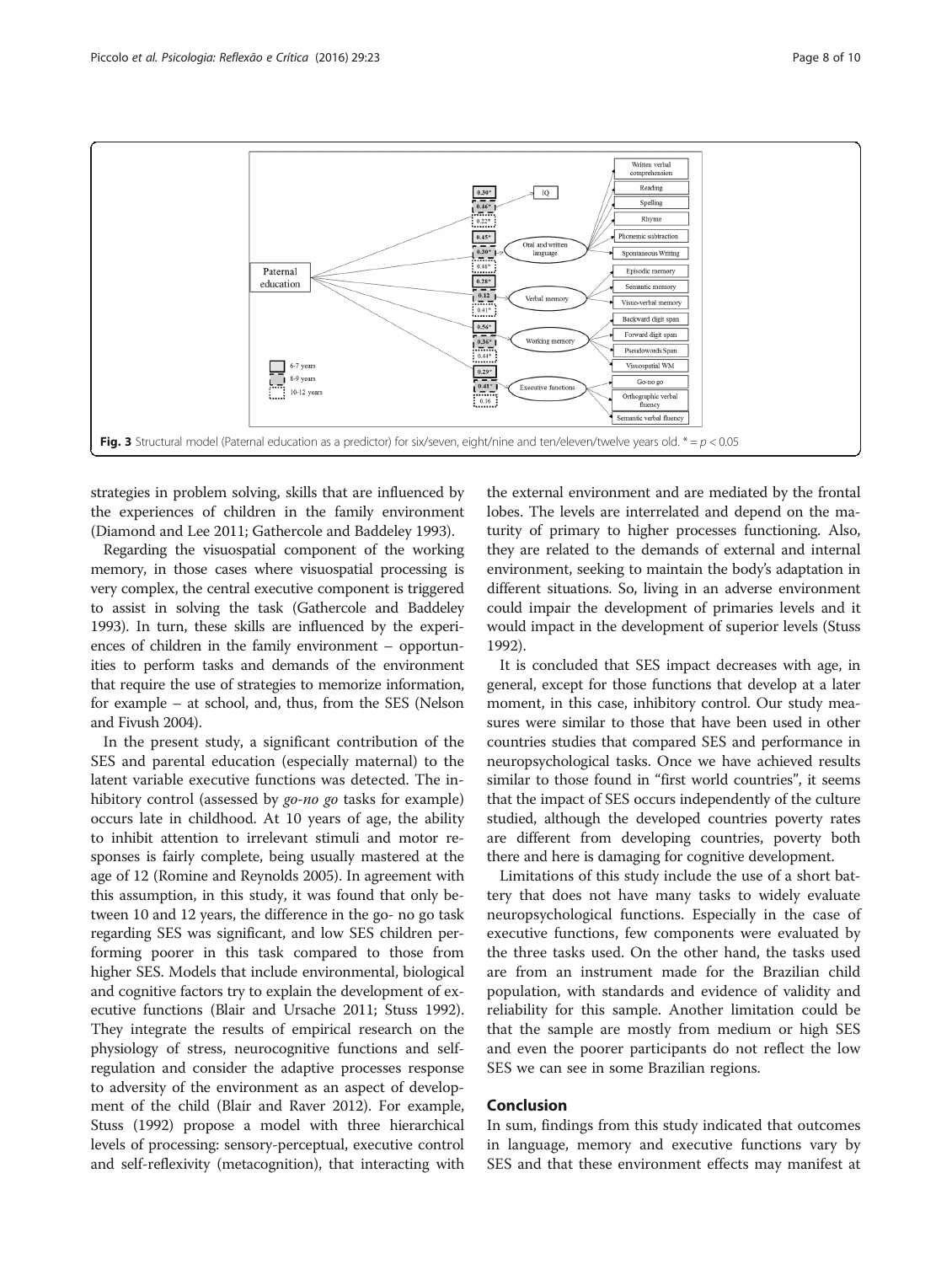Fig. 3 Structural model (Paternal education as a predictor) for six/seven, eight/nine and ten/eleven/twelve years old. * = $p < 0.05$

strategies in problem solving, skills that are influenced by the experiences of children in the family environment (Diamond and Lee 2011; Gathercole and Baddeley 1993).

Regarding the visuospatial component of the working memory, in those cases where visuospatial processing is very complex, the central executive component is triggered to assist in solving the task (Gathercole and Baddeley 1993). In turn, these skills are influenced by the experiences of children in the family environment – opportunities to perform tasks and demands of the environment that require the use of strategies to memorize information, for example – at school, and, thus, from the SES (Nelson and Fivush 2004).

In the present study, a significant contribution of the SES and parental education (especially maternal) to the latent variable executive functions was detected. The inhibitory control (assessed by *go-no go* tasks for example) occurs late in childhood. At 10 years of age, the ability to inhibit attention to irrelevant stimuli and motor responses is fairly complete, being usually mastered at the age of 12 (Romine and Reynolds 2005). In agreement with this assumption, in this study, it was found that only between 10 and 12 years, the difference in the go- no go task regarding SES was significant, and low SES children performing poorer in this task compared to those from higher SES. Models that include environmental, biological and cognitive factors try to explain the development of executive functions (Blair and Ursache 2011; Stuss 1992). They integrate the results of empirical research on the physiology of stress, neurocognitive functions and self-regulation and consider the adaptive processes response to adversity of the environment as an aspect of development of the child (Blair and Raver 2012). For example, Stuss (1992) propose a model with three hierarchical levels of processing: sensory-perceptual, executive control and self-reflexivity (metacognition), that interacting with the external environment and are mediated by the frontal lobes. The levels are interrelated and depend on the maturity of primary to higher processes functioning. Also, they are related to the demands of external and internal environment, seeking to maintain the body's adaptation in different situations. So, living in an adverse environment could impair the development of primaries levels and it would impact in the development of superior levels (Stuss 1992).

It is concluded that SES impact decreases with age, in general, except for those functions that develop at a later moment, in this case, inhibitory control. Our study measures were similar to those that have been used in other countries studies that compared SES and performance in neuropsychological tasks. Once we have achieved results similar to those found in "first world countries", it seems that the impact of SES occurs independently of the culture studied, although the developed countries poverty rates are different from developing countries, poverty both there and here is damaging for cognitive development.

Limitations of this study include the use of a short battery that does not have many tasks to widely evaluate neuropsychological functions. Especially in the case of executive functions, few components were evaluated by the three tasks used. On the other hand, the tasks used are from an instrument made for the Brazilian child population, with standards and evidence of validity and reliability for this sample. Another limitation could be that the sample are mostly from medium or high SES and even the poorer participants do not reflect the low SES we can see in some Brazilian regions.

## Conclusion

In sum, findings from this study indicated that outcomes in language, memory and executive functions vary by SES and that these environment effects may manifest at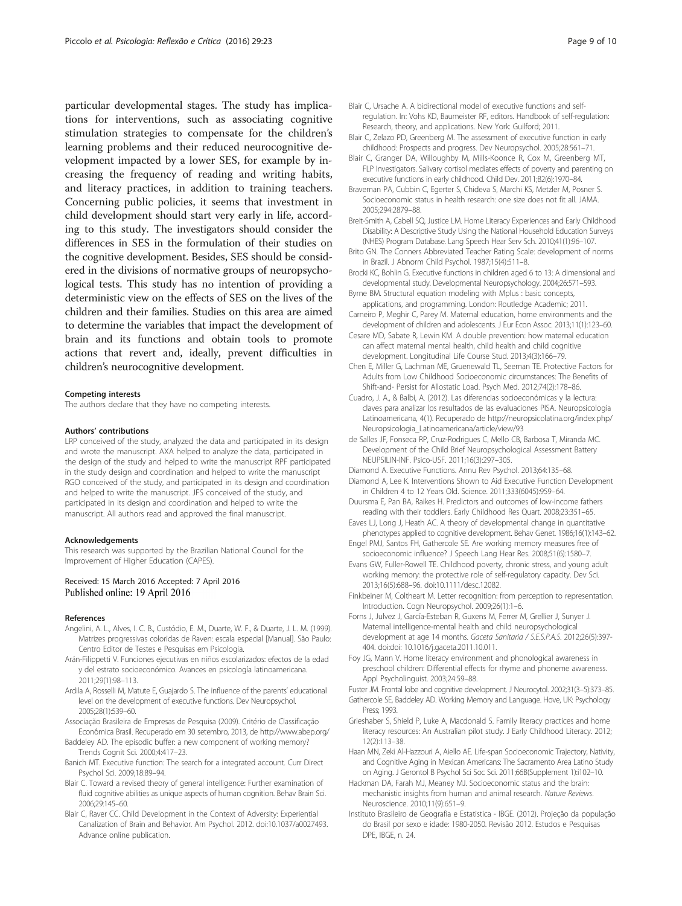particular developmental stages. The study has implications for interventions, such as associating cognitive stimulation strategies to compensate for the children's learning problems and their reduced neurocognitive development impacted by a lower SES, for example by increasing the frequency of reading and writing habits, and literacy practices, in addition to training teachers. Concerning public policies, it seems that investment in child development should start very early in life, according to this study. The investigators should consider the differences in SES in the formulation of their studies on the cognitive development. Besides, SES should be considered in the divisions of normative groups of neuropsychological tests. This study has no intention of providing a deterministic view on the effects of SES on the lives of the children and their families. Studies on this area are aimed to determine the variables that impact the development of brain and its functions and obtain tools to promote actions that revert and, ideally, prevent difficulties in children's neurocognitive development.

#### Competing interests

The authors declare that they have no competing interests.

#### Authors' contributions

LRP conceived of the study, analyzed the data and participated in its design and wrote the manuscript. AXA helped to analyze the data, participated in the design of the study and helped to write the manuscript RPF participated in the study design and coordination and helped to write the manuscript RGO conceived of the study, and participated in its design and coordination and helped to write the manuscript. JFS conceived of the study, and participated in its design and coordination and helped to write the manuscript. All authors read and approved the final manuscript.

#### Acknowledgements

This research was supported by the Brazilian National Council for the Improvement of Higher Education (CAPES).

Received: 15 March 2016 Accepted: 7 April 2016
Published online: 19 April 2016

#### References

- Angelini, A. L., Alves, I. C. B., Custódio, E. M., Duarte, W. F., & Duarte, J. L. M. (1999). Matrizes progressivas coloridas de Raven: escala especial [Manual]. São Paulo: Centro Editor de Testes e Pesquisas em Psicologia.
- Arán-Filippetti V. Funciones ejecutivas en niños escolarizados: efectos de la edad y del estrato socioeconómico. Avances en psicología latinoamericana. 2011;29(1):98–113.
- Ardila A, Rosselli M, Matute E, Guajardo S. The influence of the parents' educational level on the development of executive functions. Dev Neuropsychol. 2005;28(1):539–60.
- Associação Brasileira de Empresas de Pesquisa (2009). Critério de Classificação Econômica Brasil. Recuperado em 30 setembro, 2013, de http://www.abep.org/
- Baddeley AD. The episodic buffer: a new component of working memory? Trends Cognit Sci. 2000;4:417–23.
- Banich MT. Executive function: The search for a integrated account. Curr Direct Psychol Sci. 2009;18:89–94.
- Blair C. Toward a revised theory of general intelligence: Further examination of fluid cognitive abilities as unique aspects of human cognition. Behav Brain Sci. 2006;29:145–60.
- Blair C, Raver CC. Child Development in the Context of Adversity: Experiential Canalization of Brain and Behavior. Am Psychol. 2012. doi:10.1037/a0027493. Advance online publication.
- Blair C, Ursache A. A bidirectional model of executive functions and self-regulation. In: Vohs KD, Baumeister RF, editors. Handbook of self-regulation: Research, theory, and applications. New York: Guilford; 2011.
- Blair C, Zelazo PD, Greenberg M. The assessment of executive function in early childhood: Prospects and progress. Dev Neuropsychol. 2005;28:561–71.
- Blair C, Granger DA, Willoughby M, Mills-Koonce R, Cox M, Greenberg MT, FLP Investigators. Salivary cortisol mediates effects of poverty and parenting on executive functions in early childhood. Child Dev. 2011;82(6):1970–84.
- Braveman PA, Cubbin C, Egerter S, Chideva S, Marchi KS, Metzler M, Posner S. Socioeconomic status in health research: one size does not fit all. JAMA. 2005;294:2879–88.
- Breit-Smith A, Cabell SQ, Justice LM. Home Literacy Experiences and Early Childhood Disability: A Descriptive Study Using the National Household Education Surveys (NHES) Program Database. Lang Speech Hear Serv Sch. 2010;41(1):96–107.
- Brito GN. The Conners Abbreviated Teacher Rating Scale: development of norms in Brazil. J Abnorm Child Psychol. 1987;15(4):511–8.
- Brocki KC, Bohlin G. Executive functions in children aged 6 to 13: A dimensional and developmental study. Developmental Neuropsychology. 2004;26:571–593.
- Byrne BM. Structural equation modeling with Mplus : basic concepts, applications, and programming. London: Routledge Academic; 2011.
- Carneiro P, Meghir C, Parey M. Maternal education, home environments and the development of children and adolescents. J Eur Econ Assoc. 2013;11(1):123–60.
- Cesare MD, Sabate R, Lewin KM. A double prevention: how maternal education can affect maternal mental health, child health and child cognitive development. Longitudinal Life Course Stud. 2013;4(3):166–79.
- Chen E, Miller G, Lachman ME, Gruenewald TL, Seeman TE. Protective Factors for Adults from Low Childhood Socioeconomic circumstances: The Benefits of Shift-and- Persist for Allostatic Load. Psych Med. 2012;74(2):178–86.
- Cuadro, J. A., & Balbi, A. (2012). Las diferencias socioeconómicas y la lectura: claves para analizar los resultados de las evaluaciones PISA. Neuropsicologia Latinoamericana, 4(1). Recuperado de http://neuropsicolatina.org/index.php/Neuropsicologia_Latinoamericana/article/view/93
- de Salles JF, Fonseca RP, Cruz-Rodrigues C, Mello CB, Barbosa T, Miranda MC. Development of the Child Brief Neuropsychological Assessment Battery NEUPSILIN-INF. Psico-USF. 2011;16(3):297–305.
- Diamond A. Executive Functions. Annu Rev Psychol. 2013;64:135–68.
- Diamond A, Lee K. Interventions Shown to Aid Executive Function Development in Children 4 to 12 Years Old. Science. 2011;333(6045):959–64.
- Duursma E, Pan BA, Raikes H. Predictors and outcomes of low-income fathers reading with their toddlers. Early Childhood Res Quart. 2008;23:351–65.
- Eaves LJ, Long J, Heath AC. A theory of developmental change in quantitative phenotypes applied to cognitive development. Behav Genet. 1986;16(1):143–62.
- Engel PMJ, Santos FH, Gathercole SE. Are working memory measures free of socioeconomic influence? J Speech Lang Hear Res. 2008;51(6):1580–7.
- Evans GW, Fuller-Rowell TE. Childhood poverty, chronic stress, and young adult working memory: the protective role of self-regulatory capacity. Dev Sci. 2013;16(5):688–96. doi:10.1111/desc.12082.
- Finkbeiner M, Coltheart M. Letter recognition: from perception to representation. Introduction. Cogn Neuropsychol. 2009;26(1):1–6.
- Forns J, Julvez J, García-Esteban R, Guxens M, Ferrer M, Grellier J, Sunyer J. Maternal intelligence-mental health and child neuropsychological development at age 14 months. *Gaceta Sanitaria / S.E.S.P.A.S.* 2012;26(5):397-404. doi:doi: 10.1016/j.gaceta.2011.10.011.
- Foy JG, Mann V. Home literacy environment and phonological awareness in preschool children: Differential effects for rhyme and phoneme awareness. Appl Psycholinguist. 2003;24:59–88.
- Fuster JM. Frontal lobe and cognitive development. J Neurocytol. 2002;31(3–5):373–85.
- Gathercole SE, Baddeley AD. Working Memory and Language. Hove, UK: Psychology Press; 1993.
- Grieshaber S, Shield P, Luke A, Macdonald S. Family literacy practices and home literacy resources: An Australian pilot study. J Early Childhood Literacy. 2012; 12(2):113–38.
- Haan MN, Zeki Al-Hazzouri A, Aiello AE. Life-span Socioeconomic Trajectory, Nativity, and Cognitive Aging in Mexican Americans: The Sacramento Area Latino Study on Aging. J Gerontol B Psychol Sci Soc Sci. 2011;66B(Supplement 1):i102–10.
- Hackman DA, Farah MJ, Meaney MJ. Socioeconomic status and the brain: mechanistic insights from human and animal research. *Nature Reviews*. Neuroscience. 2010;11(9):651–9.
- Instituto Brasileiro de Geografia e Estatística - IBGE. (2012). Projeção da população do Brasil por sexo e idade: 1980-2050. Revisão 2012. Estudos e Pesquisas DPE, IBGE, n. 24.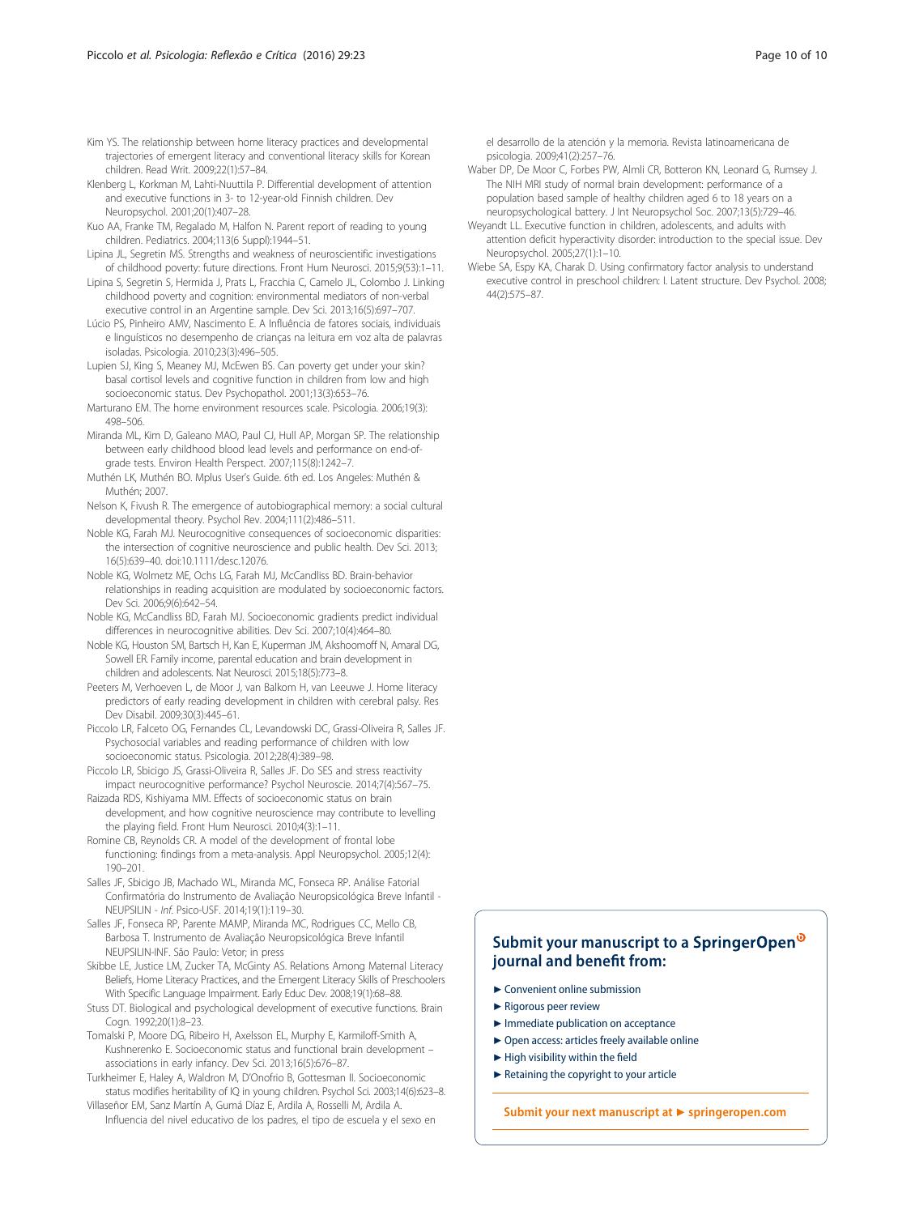Kim YS. The relationship between home literacy practices and developmental trajectories of emergent literacy and conventional literacy skills for Korean children. Read Writ. 2009;22(1):57–84.

Klenberg L, Korkman M, Lahti-Nuuttila P. Differential development of attention and executive functions in 3- to 12-year-old Finnish children. Dev Neuropsychol. 2001;20(1):407–28.

Kuo AA, Franke TM, Regalado M, Halfon N. Parent report of reading to young children. Pediatrics. 2004;113(6 Suppl):1944–51.

Lipina JL, Segretin MS. Strengths and weakness of neuroscientific investigations of childhood poverty: future directions. Front Hum Neurosci. 2015;9(53):1–11.

Lipina S, Segretin S, Hermida J, Prats L, Fracchia C, Camelo JL, Colombo J. Linking childhood poverty and cognition: environmental mediators of non-verbal executive control in an Argentine sample. Dev Sci. 2013;16(5):697–707.

Lúcio PS, Pinheiro AMV, Nascimento E. A Influência de fatores sociais, individuais e linguísticos no desempenho de crianças na leitura em voz alta de palavras isoladas. Psicologia. 2010;23(3):496–505.

Lupien SJ, King S, Meaney MJ, McEwen BS. Can poverty get under your skin? basal cortisol levels and cognitive function in children from low and high socioeconomic status. Dev Psychopathol. 2001;13(3):653–76.

Marturano EM. The home environment resources scale. Psicologia. 2006;19(3): 498–506.

Miranda ML, Kim D, Galeano MAO, Paul CJ, Hull AP, Morgan SP. The relationship between early childhood blood lead levels and performance on end-of-grade tests. Environ Health Perspect. 2007;115(8):1242–7.

Muthén LK, Muthén BO. Mplus User's Guide. 6th ed. Los Angeles: Muthén & Muthén; 2007.

Nelson K, Fivush R. The emergence of autobiographical memory: a social cultural developmental theory. Psychol Rev. 2004;111(2):486–511.

Noble KG, Farah MJ. Neurocognitive consequences of socioeconomic disparities: the intersection of cognitive neuroscience and public health. Dev Sci. 2013; 16(5):639–40. doi:10.1111/desc.12076.

Noble KG, Wolmetz ME, Ochs LG, Farah MJ, McCandliss BD. Brain-behavior relationships in reading acquisition are modulated by socioeconomic factors. Dev Sci. 2006;9(6):642–54.

Noble KG, McCandliss BD, Farah MJ. Socioeconomic gradients predict individual differences in neurocognitive abilities. Dev Sci. 2007;10(4):464–80.

Noble KG, Houston SM, Bartsch H, Kan E, Kuperman JM, Akshoomoff N, Amaral DG, Sowell ER. Family income, parental education and brain development in children and adolescents. Nat Neurosci. 2015;18(5):773–8.

Peeters M, Verhoeven L, de Moor J, van Balkom H, van Leeuwe J. Home literacy predictors of early reading development in children with cerebral palsy. Res Dev Disabil. 2009;30(3):445–61.

Piccolo LR, Falceto OG, Fernandes CL, Levandowski DC, Grassi-Oliveira R, Salles JF. Psychosocial variables and reading performance of children with low socioeconomic status. Psicologia. 2012;28(4):389–98.

Piccolo LR, Sbicigo JS, Grassi-Oliveira R, Salles JF. Do SES and stress reactivity impact neurocognitive performance? Psychol Neuroscie. 2014;7(4):567–75.

Raizada RDS, Kishiyama MM. Effects of socioeconomic status on brain development, and how cognitive neuroscience may contribute to levelling the playing field. Front Hum Neurosci. 2010;4(3):1–11.

Romine CB, Reynolds CR. A model of the development of frontal lobe functioning: findings from a meta-analysis. Appl Neuropsychol. 2005;12(4): 190–201.

Salles JF, Sbicigo JB, Machado WL, Miranda MC, Fonseca RP. Análise Fatorial Confirmatória do Instrumento de Avaliação Neuropsicológica Breve Infantil - NEUPSILIN - *Inf*. Psico-USF. 2014;19(1):119–30.

Salles JF, Fonseca RP, Parente MAMP, Miranda MC, Rodrigues CC, Mello CB, Barbosa T. Instrumento de Avaliação Neuropsicológica Breve Infantil NEUPSILIN-INF. São Paulo: Vetor; in press

Skibbe LE, Justice LM, Zucker TA, McGinty AS. Relations Among Maternal Literacy Beliefs, Home Literacy Practices, and the Emergent Literacy Skills of Preschoolers With Specific Language Impairment. Early Educ Dev. 2008;19(1):68–88.

Stuss DT. Biological and psychological development of executive functions. Brain Cogn. 1992;20(1):8–23.

Tomalski P, Moore DG, Ribeiro H, Axelsson EL, Murphy E, Karmiloff-Smith A, Kushnerenko E. Socioeconomic status and functional brain development – associations in early infancy. Dev Sci. 2013;16(5):676–87.

Turkheimer E, Haley A, Waldron M, D'Onofrio B, Gottesman II. Socioeconomic status modifies heritability of IQ in young children. Psychol Sci. 2003;14(6):623–8.

Villaseñor EM, Sanz Martín A, Gumá Díaz E, Ardila A, Rosselli M, Ardila A. Influencia del nivel educativo de los padres, el tipo de escuela y el sexo en el desarrollo de la atención y la memoria. Revista latinoamericana de psicologia. 2009;41(2):257–76.

Waber DP, De Moor C, Forbes PW, Almli CR, Botteron KN, Leonard G, Rumsey J. The NIH MRI study of normal brain development: performance of a population based sample of healthy children aged 6 to 18 years on a neuropsychological battery. J Int Neuropsychol Soc. 2007;13(5):729–46.

Weyandt LL. Executive function in children, adolescents, and adults with attention deficit hyperactivity disorder: introduction to the special issue. Dev Neuropsychol. 2005;27(1):1–10.

Wiebe SA, Espy KA, Charak D. Using confirmatory factor analysis to understand executive control in preschool children: I. Latent structure. Dev Psychol. 2008; 44(2):575–87.

**Submit your manuscript to a SpringerOpen journal and benefit from:**

- ► Convenient online submission
- ► Rigorous peer review
- ► Immediate publication on acceptance
- ► Open access: articles freely available online
- ► High visibility within the field
- ► Retaining the copyright to your article

**Submit your next manuscript at ► springeropen.com**